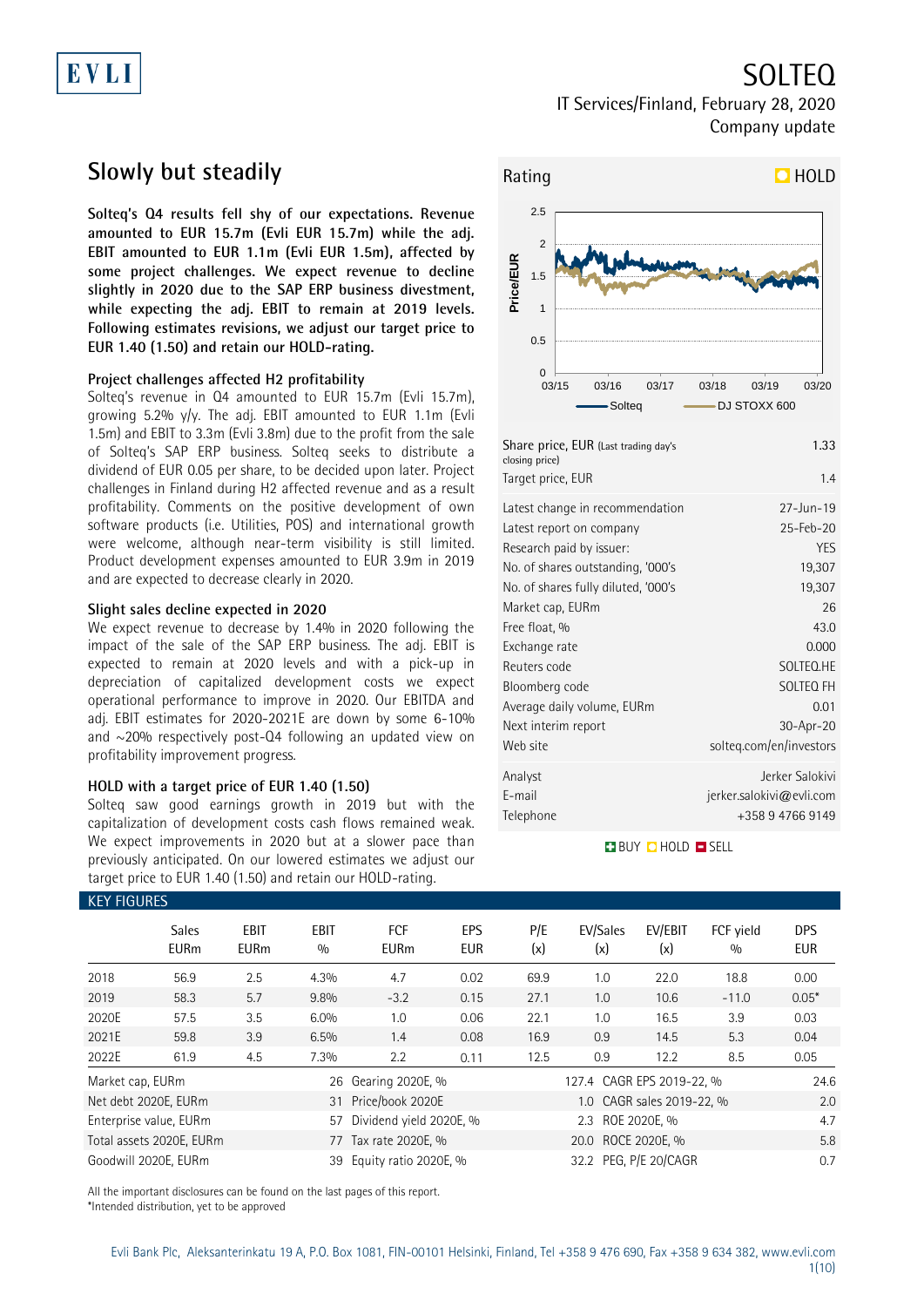# SOLTEQ

IT Services/Finland, February 28, 2020

Company update

## Slowly but steadily

**Solteq's Q4 results fell shy of our expectations. Revenue amounted to EUR 15.7m (Evli EUR 15.7m) while the adj. EBIT amounted to EUR 1.1m (Evli EUR 1.5m), affected by some project challenges. We expect revenue to decline slightly in 2020 due to the SAP ERP business divestment, while expecting the adj. EBIT to remain at 2019 levels. Following estimates revisions, we adjust our target price to EUR 1.40 (1.50) and retain our HOLD-rating.**

### Project challenges affected H2 profitability

Solteq's revenue in Q4 amounted to EUR 15.7m (Evli 15.7m), growing 5.2% y/y. The adj. EBIT amounted to EUR 1.1m (Evli 1.5m) and EBIT to 3.3m (Evli 3.8m) due to the profit from the sale of Solteq's SAP ERP business. Solteq seeks to distribute a dividend of EUR 0.05 per share, to be decided upon later. Project challenges in Finland during H2 affected revenue and as a result profitability. Comments on the positive development of own software products (i.e. Utilities, POS) and international growth were welcome, although near-term visibility is still limited. Product development expenses amounted to EUR 3.9m in 2019 and are expected to decrease clearly in 2020.

### Slight sales decline expected in 2020

We expect revenue to decrease by 1.4% in 2020 following the impact of the sale of the SAP ERP business. The adj. EBIT is expected to remain at 2020 levels and with a pick-up in depreciation of capitalized development costs we expect operational performance to improve in 2020. Our EBITDA and adj. EBIT estimates for 2020-2021E are down by some 6-10% and ~20% respectively post-Q4 following an updated view on profitability improvement progress.

### HOLD with a target price of EUR 1.40 (1.50)

Solteq saw good earnings growth in 2019 but with the capitalization of development costs cash flows remained weak. We expect improvements in 2020 but at a slower pace than previously anticipated. On our lowered estimates we adjust our target price to EUR 1.40 (1.50) and retain our HOLD-rating.

Rating: HOLD

| | |
|---|---|
| Share price, EUR (Last trading day's closing price) | 1.33 |
| Target price, EUR | 1.4 |
| Latest change in recommendation | 27-Jun-19 |
| Latest report on company | 25-Feb-20 |
| Research paid by issuer: | YES |
| No. of shares outstanding, '000's | 19,307 |
| No. of shares fully diluted, '000's | 19,307 |
| Market cap, EURm | 26 |
| Free float, % | 43.0 |
| Exchange rate | 0.000 |
| Reuters code | SOLTEQ.HE |
| Bloomberg code | SOLTEQ FH |
| Average daily volume, EURm | 0.01 |
| Next interim report | 30-Apr-20 |
| Web site | solteq.com/en/investors |
| Analyst | Jerker Salokivi |
| E-mail | jerker.salokivi@evli.com |
| Telephone | +358 9 4766 9149 |

BUY HOLD SELL

### KEY FIGURES

| | Sales EURm | EBIT EURm | EBIT % | FCF EURm | EPS EUR | P/E (x) | EV/Sales (x) | EV/EBIT (x) | FCF yield % | DPS EUR |
|---|---|---|---|---|---|---|---|---|---|---|
| 2018 | 56.9 | 2.5 | 4.3% | 4.7 | 0.02 | 69.9 | 1.0 | 22.0 | 18.8 | 0.00 |
| 2019 | 58.3 | 5.7 | 9.8% | -3.2 | 0.15 | 27.1 | 1.0 | 10.6 | -11.0 | 0.05* |
| 2020E | 57.5 | 3.5 | 6.0% | 1.0 | 0.06 | 22.1 | 1.0 | 16.5 | 3.9 | 0.03 |
| 2021E | 59.8 | 3.9 | 6.5% | 1.4 | 0.08 | 16.9 | 0.9 | 14.5 | 5.3 | 0.04 |
| 2022E | 61.9 | 4.5 | 7.3% | 2.2 | 0.11 | 12.5 | 0.9 | 12.2 | 8.5 | 0.05 |

| | | | | | |
|---|---|---|---|---|---|
| Market cap, EURm | 26 | Gearing 2020E, % | 127.4 | CAGR EPS 2019-22, % | 24.6 |
| Net debt 2020E, EURm | 31 | Price/book 2020E | 1.0 | CAGR sales 2019-22, % | 2.0 |
| Enterprise value, EURm | 57 | Dividend yield 2020E, % | 2.3 | ROE 2020E, % | 4.7 |
| Total assets 2020E, EURm | 77 | Tax rate 2020E, % | 20.0 | ROCE 2020E, % | 5.8 |
| Goodwill 2020E, EURm | 39 | Equity ratio 2020E, % | 32.2 | PEG, P/E 20/CAGR | 0.7 |

All the important disclosures can be found on the last pages of this report.

*Intended distribution, yet to be approved

Evli Bank Plc, Aleksanterinkatu 19 A, P.O. Box 1081, FIN-00101 Helsinki, Finland, Tel +358 9 476 690, Fax +358 9 634 382, www.evli.com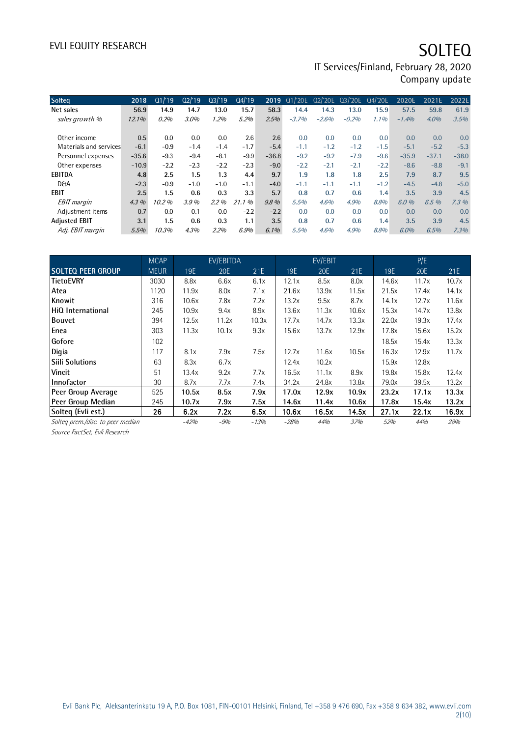# SOLTEQ

IT Services/Finland, February 28, 2020
Company update

| Solteq | 2018 | Q1/'19 | Q2/'19 | Q3/'19 | Q4/'19 | 2019 | Q1/'20E | Q2/'20E | Q3/'20E | Q4/'20E | 2020E | 2021E | 2022E |
|---|---|---|---|---|---|---|---|---|---|---|---|---|---|
| **Net sales** | **56.9** | **14.9** | **14.7** | **13.0** | **15.7** | **58.3** | **14.4** | **14.3** | **13.0** | **15.9** | **57.5** | **59.8** | **61.9** |
| *sales growth %* | *12.1%* | *0.2%* | *3.0%* | *1.2%* | *5.2%* | *2.5%* | *-3.7%* | *-2.6%* | *-0.2%* | *1.1%* | *-1.4%* | *4.0%* | *3.5%* |
| | | | | | | | | | | | | | |
| Other income | 0.5 | 0.0 | 0.0 | 0.0 | 2.6 | 2.6 | 0.0 | 0.0 | 0.0 | 0.0 | 0.0 | 0.0 | 0.0 |
| Materials and services | -6.1 | -0.9 | -1.4 | -1.4 | -1.7 | -5.4 | -1.1 | -1.2 | -1.2 | -1.5 | -5.1 | -5.2 | -5.3 |
| Personnel expenses | -35.6 | -9.3 | -9.4 | -8.1 | -9.9 | -36.8 | -9.2 | -9.2 | -7.9 | -9.6 | -35.9 | -37.1 | -38.0 |
| Other expenses | -10.9 | -2.2 | -2.3 | -2.2 | -2.3 | -9.0 | -2.2 | -2.1 | -2.1 | -2.2 | -8.6 | -8.8 | -9.1 |
| **EBITDA** | **4.8** | **2.5** | **1.5** | **1.3** | **4.4** | **9.7** | **1.9** | **1.8** | **1.8** | **2.5** | **7.9** | **8.7** | **9.5** |
| D&A | -2.3 | -0.9 | -1.0 | -1.0 | -1.1 | -4.0 | -1.1 | -1.1 | -1.1 | -1.2 | -4.5 | -4.8 | -5.0 |
| **EBIT** | **2.5** | **1.5** | **0.6** | **0.3** | **3.3** | **5.7** | **0.8** | **0.7** | **0.6** | **1.4** | **3.5** | **3.9** | **4.5** |
| *EBIT margin* | *4.3 %* | *10.2 %* | *3.9 %* | *2.2 %* | *21.1 %* | *9.8 %* | *5.5%* | *4.6%* | *4.9%* | *8.8%* | *6.0 %* | *6.5 %* | *7.3 %* |
| Adjustment items | 0.7 | 0.0 | 0.1 | 0.0 | -2.2 | -2.2 | 0.0 | 0.0 | 0.0 | 0.0 | 0.0 | 0.0 | 0.0 |
| **Adjusted EBIT** | **3.1** | **1.5** | **0.6** | **0.3** | **1.1** | **3.5** | **0.8** | **0.7** | **0.6** | **1.4** | **3.5** | **3.9** | **4.5** |
| *Adj. EBIT margin* | *5.5%* | *10.3%* | *4.3%* | *2.2%* | *6.9%* | *6.1%* | *5.5%* | *4.6%* | *4.9%* | *8.8%* | *6.0%* | *6.5%* | *7.3%* |

| | MCAP | EV/EBITDA | | | EV/EBIT | | | P/E | | |
|---|---|---|---|---|---|---|---|---|---|---|
| **SOLTEQ PEER GROUP** | MEUR | 19E | 20E | 21E | 19E | 20E | 21E | 19E | 20E | 21E |
| **TietoEVRY** | 3030 | 8.8x | 6.6x | 6.1x | 12.1x | 8.5x | 8.0x | 14.6x | 11.7x | 10.7x |
| **Atea** | 1120 | 11.9x | 8.0x | 7.1x | 21.6x | 13.9x | 11.5x | 21.5x | 17.4x | 14.1x |
| **Knowit** | 316 | 10.6x | 7.8x | 7.2x | 13.2x | 9.5x | 8.7x | 14.1x | 12.7x | 11.6x |
| **HiQ International** | 245 | 10.9x | 9.4x | 8.9x | 13.6x | 11.3x | 10.6x | 15.3x | 14.7x | 13.8x |
| **Bouvet** | 394 | 12.5x | 11.2x | 10.3x | 17.7x | 14.7x | 13.3x | 22.0x | 19.3x | 17.4x |
| **Enea** | 303 | 11.3x | 10.1x | 9.3x | 15.6x | 13.7x | 12.9x | 17.8x | 15.6x | 15.2x |
| **Gofore** | 102 | | | | | | | 18.5x | 15.4x | 13.3x |
| **Digia** | 117 | 8.1x | 7.9x | 7.5x | 12.7x | 11.6x | 10.5x | 16.3x | 12.9x | 11.7x |
| **Siili Solutions** | 63 | 8.3x | 6.7x | | 12.4x | 10.2x | | 15.9x | 12.8x | |
| **Vincit** | 51 | 13.4x | 9.2x | 7.7x | 16.5x | 11.1x | 8.9x | 19.8x | 15.8x | 12.4x |
| **Innofactor** | 30 | 8.7x | 7.7x | 7.4x | 34.2x | 24.8x | 13.8x | 79.0x | 39.5x | 13.2x |
| **Peer Group Average** | 525 | **10.5x** | **8.5x** | **7.9x** | **17.0x** | **12.9x** | **10.9x** | **23.2x** | **17.1x** | **13.3x** |
| **Peer Group Median** | 245 | **10.7x** | **7.9x** | **7.5x** | **14.6x** | **11.4x** | **10.6x** | **17.8x** | **15.4x** | **13.2x** |
| **Solteq (Evli est.)** | **26** | **6.2x** | **7.2x** | **6.5x** | **10.6x** | **16.5x** | **14.5x** | **27.1x** | **22.1x** | **16.9x** |
| *Solteq prem./disc. to peer median* | | *-42%* | *-9%* | *-13%* | *-28%* | *44%* | *37%* | *52%* | *44%* | *28%* |

*Source FactSet, Evli Research*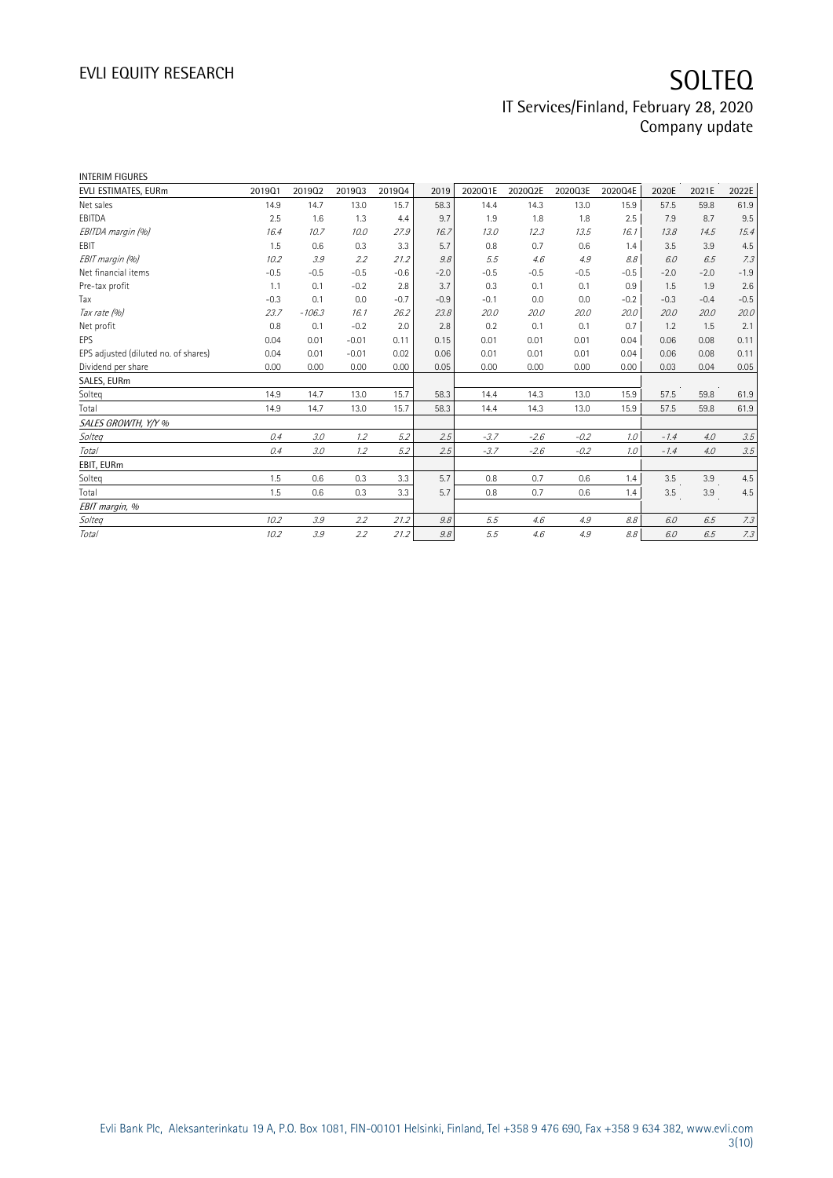INTERIM FIGURES

| EVLI ESTIMATES, EURm | 2019Q1 | 2019Q2 | 2019Q3 | 2019Q4 | 2019 | 2020Q1E | 2020Q2E | 2020Q3E | 2020Q4E | 2020E | 2021E | 2022E |
|---|---|---|---|---|---|---|---|---|---|---|---|---|
| Net sales | 14.9 | 14.7 | 13.0 | 15.7 | 58.3 | 14.4 | 14.3 | 13.0 | 15.9 | 57.5 | 59.8 | 61.9 |
| EBITDA | 2.5 | 1.6 | 1.3 | 4.4 | 9.7 | 1.9 | 1.8 | 1.8 | 2.5 | 7.9 | 8.7 | 9.5 |
| *EBITDA margin (%)* | *16.4* | *10.7* | *10.0* | *27.9* | *16.7* | *13.0* | *12.3* | *13.5* | *16.1* | *13.8* | *14.5* | *15.4* |
| EBIT | 1.5 | 0.6 | 0.3 | 3.3 | 5.7 | 0.8 | 0.7 | 0.6 | 1.4 | 3.5 | 3.9 | 4.5 |
| *EBIT margin (%)* | *10.2* | *3.9* | *2.2* | *21.2* | *9.8* | *5.5* | *4.6* | *4.9* | *8.8* | *6.0* | *6.5* | *7.3* |
| Net financial items | -0.5 | -0.5 | -0.5 | -0.6 | -2.0 | -0.5 | -0.5 | -0.5 | -0.5 | -2.0 | -2.0 | -1.9 |
| Pre-tax profit | 1.1 | 0.1 | -0.2 | 2.8 | 3.7 | 0.3 | 0.1 | 0.1 | 0.9 | 1.5 | 1.9 | 2.6 |
| Tax | -0.3 | 0.1 | 0.0 | -0.7 | -0.9 | -0.1 | 0.0 | 0.0 | -0.2 | -0.3 | -0.4 | -0.5 |
| *Tax rate (%)* | *23.7* | *-106.3* | *16.1* | *26.2* | *23.8* | *20.0* | *20.0* | *20.0* | *20.0* | *20.0* | *20.0* | *20.0* |
| Net profit | 0.8 | 0.1 | -0.2 | 2.0 | 2.8 | 0.2 | 0.1 | 0.1 | 0.7 | 1.2 | 1.5 | 2.1 |
| EPS | 0.04 | 0.01 | -0.01 | 0.11 | 0.15 | 0.01 | 0.01 | 0.01 | 0.04 | 0.06 | 0.08 | 0.11 |
| EPS adjusted (diluted no. of shares) | 0.04 | 0.01 | -0.01 | 0.02 | 0.06 | 0.01 | 0.01 | 0.01 | 0.04 | 0.06 | 0.08 | 0.11 |
| Dividend per share | 0.00 | 0.00 | 0.00 | 0.00 | 0.05 | 0.00 | 0.00 | 0.00 | 0.00 | 0.03 | 0.04 | 0.05 |
| SALES, EURm | | | | | | | | | | | | |
| Solteq | 14.9 | 14.7 | 13.0 | 15.7 | 58.3 | 14.4 | 14.3 | 13.0 | 15.9 | 57.5 | 59.8 | 61.9 |
| Total | 14.9 | 14.7 | 13.0 | 15.7 | 58.3 | 14.4 | 14.3 | 13.0 | 15.9 | 57.5 | 59.8 | 61.9 |
| *SALES GROWTH, Y/Y %* | | | | | | | | | | | | |
| *Solteq* | *0.4* | *3.0* | *1.2* | *5.2* | *2.5* | *-3.7* | *-2.6* | *-0.2* | *1.0* | *-1.4* | *4.0* | *3.5* |
| *Total* | *0.4* | *3.0* | *1.2* | *5.2* | *2.5* | *-3.7* | *-2.6* | *-0.2* | *1.0* | *-1.4* | *4.0* | *3.5* |
| EBIT, EURm | | | | | | | | | | | | |
| Solteq | 1.5 | 0.6 | 0.3 | 3.3 | 5.7 | 0.8 | 0.7 | 0.6 | 1.4 | 3.5 | 3.9 | 4.5 |
| Total | 1.5 | 0.6 | 0.3 | 3.3 | 5.7 | 0.8 | 0.7 | 0.6 | 1.4 | 3.5 | 3.9 | 4.5 |
| *EBIT margin, %* | | | | | | | | | | | | |
| *Solteq* | *10.2* | *3.9* | *2.2* | *21.2* | *9.8* | *5.5* | *4.6* | *4.9* | *8.8* | *6.0* | *6.5* | *7.3* |
| *Total* | *10.2* | *3.9* | *2.2* | *21.2* | *9.8* | *5.5* | *4.6* | *4.9* | *8.8* | *6.0* | *6.5* | *7.3* |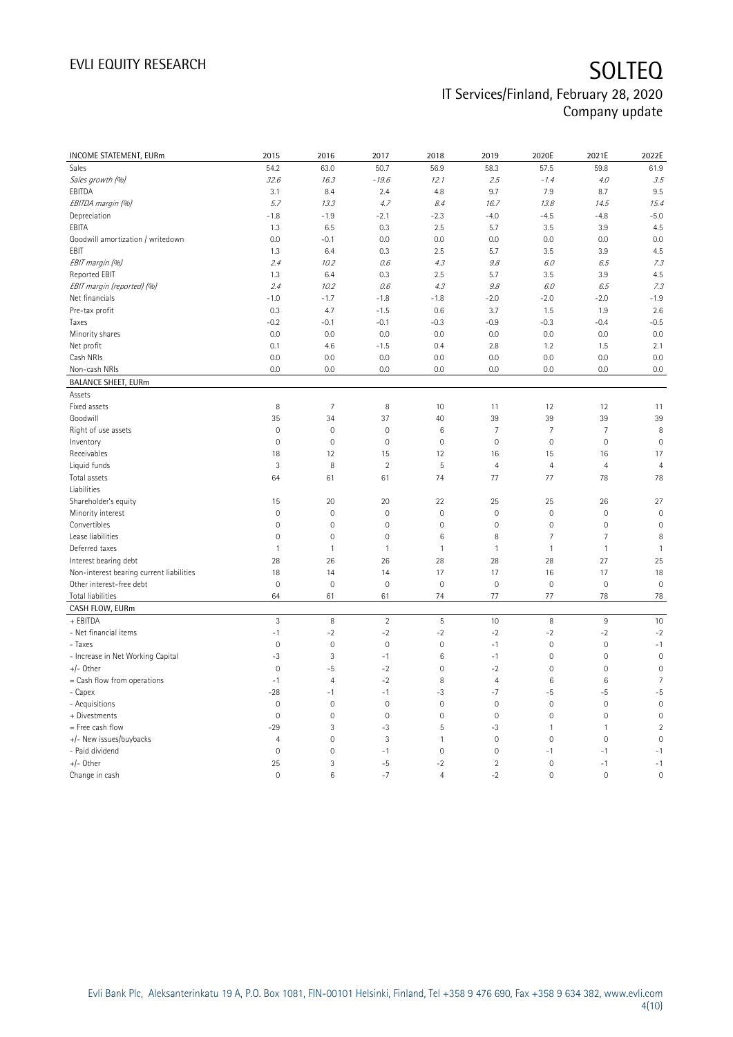| INCOME STATEMENT, EURm | 2015 | 2016 | 2017 | 2018 | 2019 | 2020E | 2021E | 2022E |
|---|---|---|---|---|---|---|---|---|
| Sales | 54.2 | 63.0 | 50.7 | 56.9 | 58.3 | 57.5 | 59.8 | 61.9 |
| *Sales growth (%)* | *32.6* | *16.3* | *-19.6* | *12.1* | *2.5* | *-1.4* | *4.0* | *3.5* |
| EBITDA | 3.1 | 8.4 | 2.4 | 4.8 | 9.7 | 7.9 | 8.7 | 9.5 |
| *EBITDA margin (%)* | *5.7* | *13.3* | *4.7* | *8.4* | *16.7* | *13.8* | *14.5* | *15.4* |
| Depreciation | -1.8 | -1.9 | -2.1 | -2.3 | -4.0 | -4.5 | -4.8 | -5.0 |
| EBITA | 1.3 | 6.5 | 0.3 | 2.5 | 5.7 | 3.5 | 3.9 | 4.5 |
| Goodwill amortization / writedown | 0.0 | -0.1 | 0.0 | 0.0 | 0.0 | 0.0 | 0.0 | 0.0 |
| EBIT | 1.3 | 6.4 | 0.3 | 2.5 | 5.7 | 3.5 | 3.9 | 4.5 |
| *EBIT margin (%)* | *2.4* | *10.2* | *0.6* | *4.3* | *9.8* | *6.0* | *6.5* | *7.3* |
| Reported EBIT | 1.3 | 6.4 | 0.3 | 2.5 | 5.7 | 3.5 | 3.9 | 4.5 |
| *EBIT margin (reported) (%)* | *2.4* | *10.2* | *0.6* | *4.3* | *9.8* | *6.0* | *6.5* | *7.3* |
| Net financials | -1.0 | -1.7 | -1.8 | -1.8 | -2.0 | -2.0 | -2.0 | -1.9 |
| Pre-tax profit | 0.3 | 4.7 | -1.5 | 0.6 | 3.7 | 1.5 | 1.9 | 2.6 |
| Taxes | -0.2 | -0.1 | -0.1 | -0.3 | -0.9 | -0.3 | -0.4 | -0.5 |
| Minority shares | 0.0 | 0.0 | 0.0 | 0.0 | 0.0 | 0.0 | 0.0 | 0.0 |
| Net profit | 0.1 | 4.6 | -1.5 | 0.4 | 2.8 | 1.2 | 1.5 | 2.1 |
| Cash NRIs | 0.0 | 0.0 | 0.0 | 0.0 | 0.0 | 0.0 | 0.0 | 0.0 |
| Non-cash NRIs | 0.0 | 0.0 | 0.0 | 0.0 | 0.0 | 0.0 | 0.0 | 0.0 |
| **BALANCE SHEET, EURm** | | | | | | | | |
| Assets | | | | | | | | |
| Fixed assets | 8 | 7 | 8 | 10 | 11 | 12 | 12 | 11 |
| Goodwill | 35 | 34 | 37 | 40 | 39 | 39 | 39 | 39 |
| Right of use assets | 0 | 0 | 0 | 6 | 7 | 7 | 7 | 8 |
| Inventory | 0 | 0 | 0 | 0 | 0 | 0 | 0 | 0 |
| Receivables | 18 | 12 | 15 | 12 | 16 | 15 | 16 | 17 |
| Liquid funds | 3 | 8 | 2 | 5 | 4 | 4 | 4 | 4 |
| Total assets | 64 | 61 | 61 | 74 | 77 | 77 | 78 | 78 |
| Liabilities | | | | | | | | |
| Shareholder's equity | 15 | 20 | 20 | 22 | 25 | 25 | 26 | 27 |
| Minority interest | 0 | 0 | 0 | 0 | 0 | 0 | 0 | 0 |
| Convertibles | 0 | 0 | 0 | 0 | 0 | 0 | 0 | 0 |
| Lease liabilities | 0 | 0 | 0 | 6 | 8 | 7 | 7 | 8 |
| Deferred taxes | 1 | 1 | 1 | 1 | 1 | 1 | 1 | 1 |
| Interest bearing debt | 28 | 26 | 26 | 28 | 28 | 28 | 27 | 25 |
| Non-interest bearing current liabilities | 18 | 14 | 14 | 17 | 17 | 16 | 17 | 18 |
| Other interest-free debt | 0 | 0 | 0 | 0 | 0 | 0 | 0 | 0 |
| Total liabilities | 64 | 61 | 61 | 74 | 77 | 77 | 78 | 78 |
| **CASH FLOW, EURm** | | | | | | | | |
| + EBITDA | 3 | 8 | 2 | 5 | 10 | 8 | 9 | 10 |
| - Net financial items | -1 | -2 | -2 | -2 | -2 | -2 | -2 | -2 |
| - Taxes | 0 | 0 | 0 | 0 | -1 | 0 | 0 | -1 |
| - Increase in Net Working Capital | -3 | 3 | -1 | 6 | -1 | 0 | 0 | 0 |
| +/- Other | 0 | -5 | -2 | 0 | -2 | 0 | 0 | 0 |
| = Cash flow from operations | -1 | 4 | -2 | 8 | 4 | 6 | 6 | 7 |
| - Capex | -28 | -1 | -1 | -3 | -7 | -5 | -5 | -5 |
| - Acquisitions | 0 | 0 | 0 | 0 | 0 | 0 | 0 | 0 |
| + Divestments | 0 | 0 | 0 | 0 | 0 | 0 | 0 | 0 |
| = Free cash flow | -29 | 3 | -3 | 5 | -3 | 1 | 1 | 2 |
| +/- New issues/buybacks | 4 | 0 | 3 | 1 | 0 | 0 | 0 | 0 |
| - Paid dividend | 0 | 0 | -1 | 0 | 0 | -1 | -1 | -1 |
| +/- Other | 25 | 3 | -5 | -2 | 2 | 0 | -1 | -1 |
| Change in cash | 0 | 6 | -7 | 4 | -2 | 0 | 0 | 0 |

Evli Bank Plc, Aleksanterinkatu 19 A, P.O. Box 1081, FIN-00101 Helsinki, Finland, Tel +358 9 476 690, Fax +358 9 634 382, www.evli.com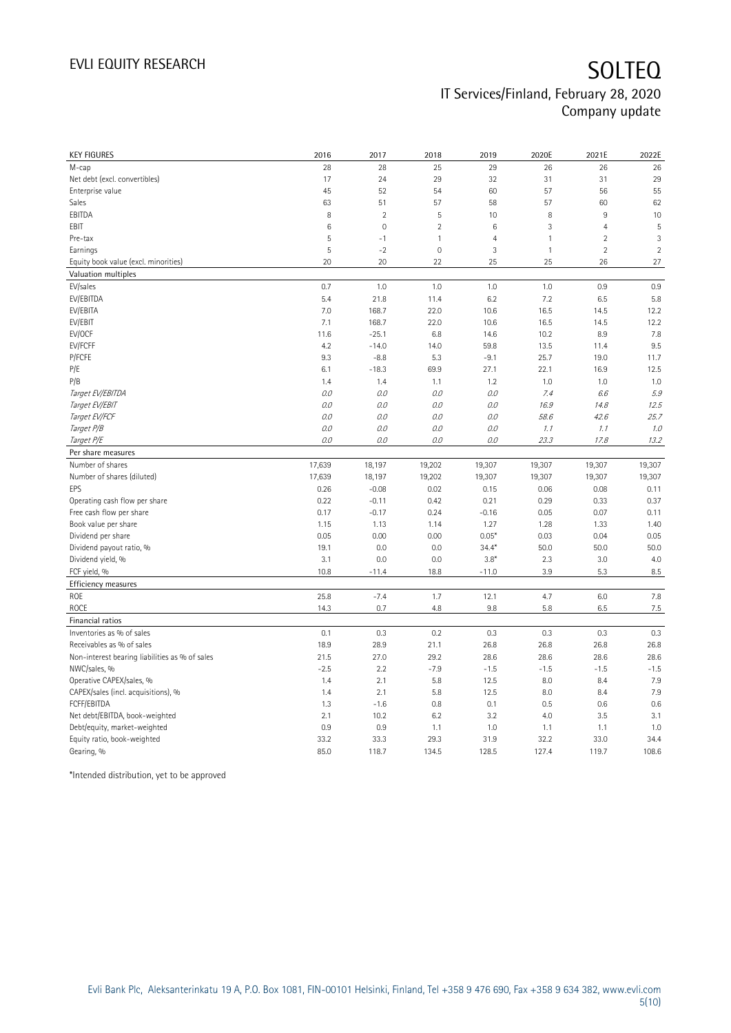# SOLTEQ

IT Services/Finland, February 28, 2020
Company update

| KEY FIGURES | 2016 | 2017 | 2018 | 2019 | 2020E | 2021E | 2022E |
|---|---|---|---|---|---|---|---|
| M-cap | 28 | 28 | 25 | 29 | 26 | 26 | 26 |
| Net debt (excl. convertibles) | 17 | 24 | 29 | 32 | 31 | 31 | 29 |
| Enterprise value | 45 | 52 | 54 | 60 | 57 | 56 | 55 |
| Sales | 63 | 51 | 57 | 58 | 57 | 60 | 62 |
| EBITDA | 8 | 2 | 5 | 10 | 8 | 9 | 10 |
| EBIT | 6 | 0 | 2 | 6 | 3 | 4 | 5 |
| Pre-tax | 5 | -1 | 1 | 4 | 1 | 2 | 3 |
| Earnings | 5 | -2 | 0 | 3 | 1 | 2 | 2 |
| Equity book value (excl. minorities) | 20 | 20 | 22 | 25 | 25 | 26 | 27 |
| **Valuation multiples** | | | | | | | |
| EV/sales | 0.7 | 1.0 | 1.0 | 1.0 | 1.0 | 0.9 | 0.9 |
| EV/EBITDA | 5.4 | 21.8 | 11.4 | 6.2 | 7.2 | 6.5 | 5.8 |
| EV/EBITA | 7.0 | 168.7 | 22.0 | 10.6 | 16.5 | 14.5 | 12.2 |
| EV/EBIT | 7.1 | 168.7 | 22.0 | 10.6 | 16.5 | 14.5 | 12.2 |
| EV/OCF | 11.6 | -25.1 | 6.8 | 14.6 | 10.2 | 8.9 | 7.8 |
| EV/FCFF | 4.2 | -14.0 | 14.0 | 59.8 | 13.5 | 11.4 | 9.5 |
| P/FCFE | 9.3 | -8.8 | 5.3 | -9.1 | 25.7 | 19.0 | 11.7 |
| P/E | 6.1 | -18.3 | 69.9 | 27.1 | 22.1 | 16.9 | 12.5 |
| P/B | 1.4 | 1.4 | 1.1 | 1.2 | 1.0 | 1.0 | 1.0 |
| *Target EV/EBITDA* | *0.0* | *0.0* | *0.0* | *0.0* | *7.4* | *6.6* | *5.9* |
| *Target EV/EBIT* | *0.0* | *0.0* | *0.0* | *0.0* | *16.9* | *14.8* | *12.5* |
| *Target EV/FCF* | *0.0* | *0.0* | *0.0* | *0.0* | *58.6* | *42.6* | *25.7* |
| *Target P/B* | *0.0* | *0.0* | *0.0* | *0.0* | *1.1* | *1.1* | *1.0* |
| *Target P/E* | *0.0* | *0.0* | *0.0* | *0.0* | *23.3* | *17.8* | *13.2* |
| **Per share measures** | | | | | | | |
| Number of shares | 17,639 | 18,197 | 19,202 | 19,307 | 19,307 | 19,307 | 19,307 |
| Number of shares (diluted) | 17,639 | 18,197 | 19,202 | 19,307 | 19,307 | 19,307 | 19,307 |
| EPS | 0.26 | -0.08 | 0.02 | 0.15 | 0.06 | 0.08 | 0.11 |
| Operating cash flow per share | 0.22 | -0.11 | 0.42 | 0.21 | 0.29 | 0.33 | 0.37 |
| Free cash flow per share | 0.17 | -0.17 | 0.24 | -0.16 | 0.05 | 0.07 | 0.11 |
| Book value per share | 1.15 | 1.13 | 1.14 | 1.27 | 1.28 | 1.33 | 1.40 |
| Dividend per share | 0.05 | 0.00 | 0.00 | 0.05* | 0.03 | 0.04 | 0.05 |
| Dividend payout ratio, % | 19.1 | 0.0 | 0.0 | 34.4* | 50.0 | 50.0 | 50.0 |
| Dividend yield, % | 3.1 | 0.0 | 0.0 | 3.8* | 2.3 | 3.0 | 4.0 |
| FCF yield, % | 10.8 | -11.4 | 18.8 | -11.0 | 3.9 | 5.3 | 8.5 |
| **Efficiency measures** | | | | | | | |
| ROE | 25.8 | -7.4 | 1.7 | 12.1 | 4.7 | 6.0 | 7.8 |
| ROCE | 14.3 | 0.7 | 4.8 | 9.8 | 5.8 | 6.5 | 7.5 |
| **Financial ratios** | | | | | | | |
| Inventories as % of sales | 0.1 | 0.3 | 0.2 | 0.3 | 0.3 | 0.3 | 0.3 |
| Receivables as % of sales | 18.9 | 28.9 | 21.1 | 26.8 | 26.8 | 26.8 | 26.8 |
| Non-interest bearing liabilities as % of sales | 21.5 | 27.0 | 29.2 | 28.6 | 28.6 | 28.6 | 28.6 |
| NWC/sales, % | -2.5 | 2.2 | -7.9 | -1.5 | -1.5 | -1.5 | -1.5 |
| Operative CAPEX/sales, % | 1.4 | 2.1 | 5.8 | 12.5 | 8.0 | 8.4 | 7.9 |
| CAPEX/sales (incl. acquisitions), % | 1.4 | 2.1 | 5.8 | 12.5 | 8.0 | 8.4 | 7.9 |
| FCFF/EBITDA | 1.3 | -1.6 | 0.8 | 0.1 | 0.5 | 0.6 | 0.6 |
| Net debt/EBITDA, book-weighted | 2.1 | 10.2 | 6.2 | 3.2 | 4.0 | 3.5 | 3.1 |
| Debt/equity, market-weighted | 0.9 | 0.9 | 1.1 | 1.0 | 1.1 | 1.1 | 1.0 |
| Equity ratio, book-weighted | 33.2 | 33.3 | 29.3 | 31.9 | 32.2 | 33.0 | 34.4 |
| Gearing, % | 85.0 | 118.7 | 134.5 | 128.5 | 127.4 | 119.7 | 108.6 |

*Intended distribution, yet to be approved

Evli Bank Plc, Aleksanterinkatu 19 A, P.O. Box 1081, FIN-00101 Helsinki, Finland, Tel +358 9 476 690, Fax +358 9 634 382, www.evli.com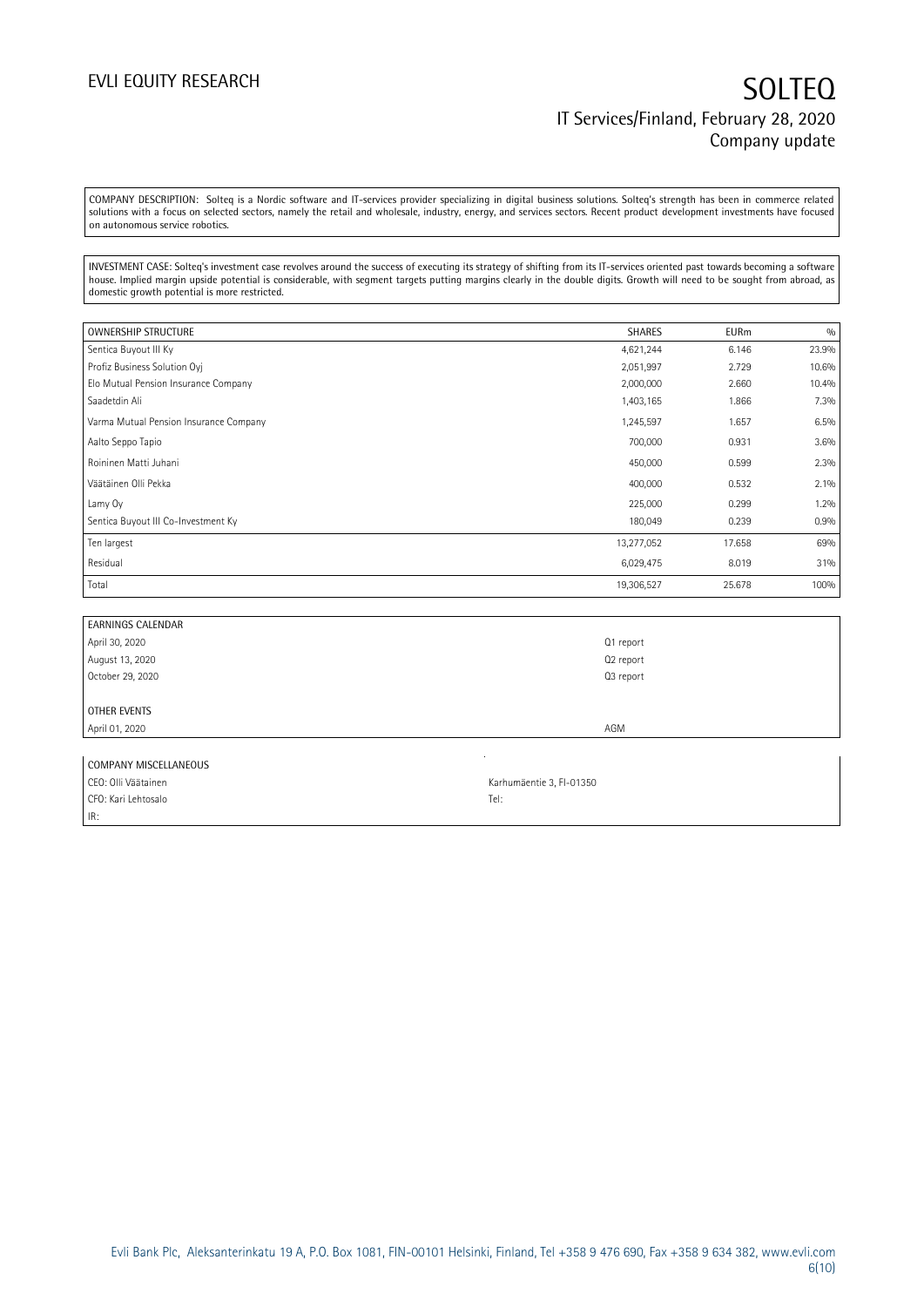COMPANY DESCRIPTION: Solteq is a Nordic software and IT-services provider specializing in digital business solutions. Solteq's strength has been in commerce related solutions with a focus on selected sectors, namely the retail and wholesale, industry, energy, and services sectors. Recent product development investments have focused on autonomous service robotics.

INVESTMENT CASE: Solteq's investment case revolves around the success of executing its strategy of shifting from its IT-services oriented past towards becoming a software house. Implied margin upside potential is considerable, with segment targets putting margins clearly in the double digits. Growth will need to be sought from abroad, as domestic growth potential is more restricted.

| OWNERSHIP STRUCTURE | SHARES | EURm | % |
|---|---|---|---|
| Sentica Buyout III Ky | 4,621,244 | 6.146 | 23.9% |
| Profiz Business Solution Oyj | 2,051,997 | 2.729 | 10.6% |
| Elo Mutual Pension Insurance Company | 2,000,000 | 2.660 | 10.4% |
| Saadetdin Ali | 1,403,165 | 1.866 | 7.3% |
| Varma Mutual Pension Insurance Company | 1,245,597 | 1.657 | 6.5% |
| Aalto Seppo Tapio | 700,000 | 0.931 | 3.6% |
| Roininen Matti Juhani | 450,000 | 0.599 | 2.3% |
| Väätäinen Olli Pekka | 400,000 | 0.532 | 2.1% |
| Lamy Oy | 225,000 | 0.299 | 1.2% |
| Sentica Buyout III Co-Investment Ky | 180,049 | 0.239 | 0.9% |
| Ten largest | 13,277,052 | 17.658 | 69% |
| Residual | 6,029,475 | 8.019 | 31% |
| Total | 19,306,527 | 25.678 | 100% |

| EARNINGS CALENDAR | |
|---|---|
| April 30, 2020 | Q1 report |
| August 13, 2020 | Q2 report |
| October 29, 2020 | Q3 report |
| | |
| OTHER EVENTS | |
| April 01, 2020 | AGM |

| COMPANY MISCELLANEOUS | |
|---|---|
| CEO: Olli Väätäinen | Karhumäentie 3, FI-01350 |
| CFO: Kari Lehtosalo | Tel: |
| IR: | |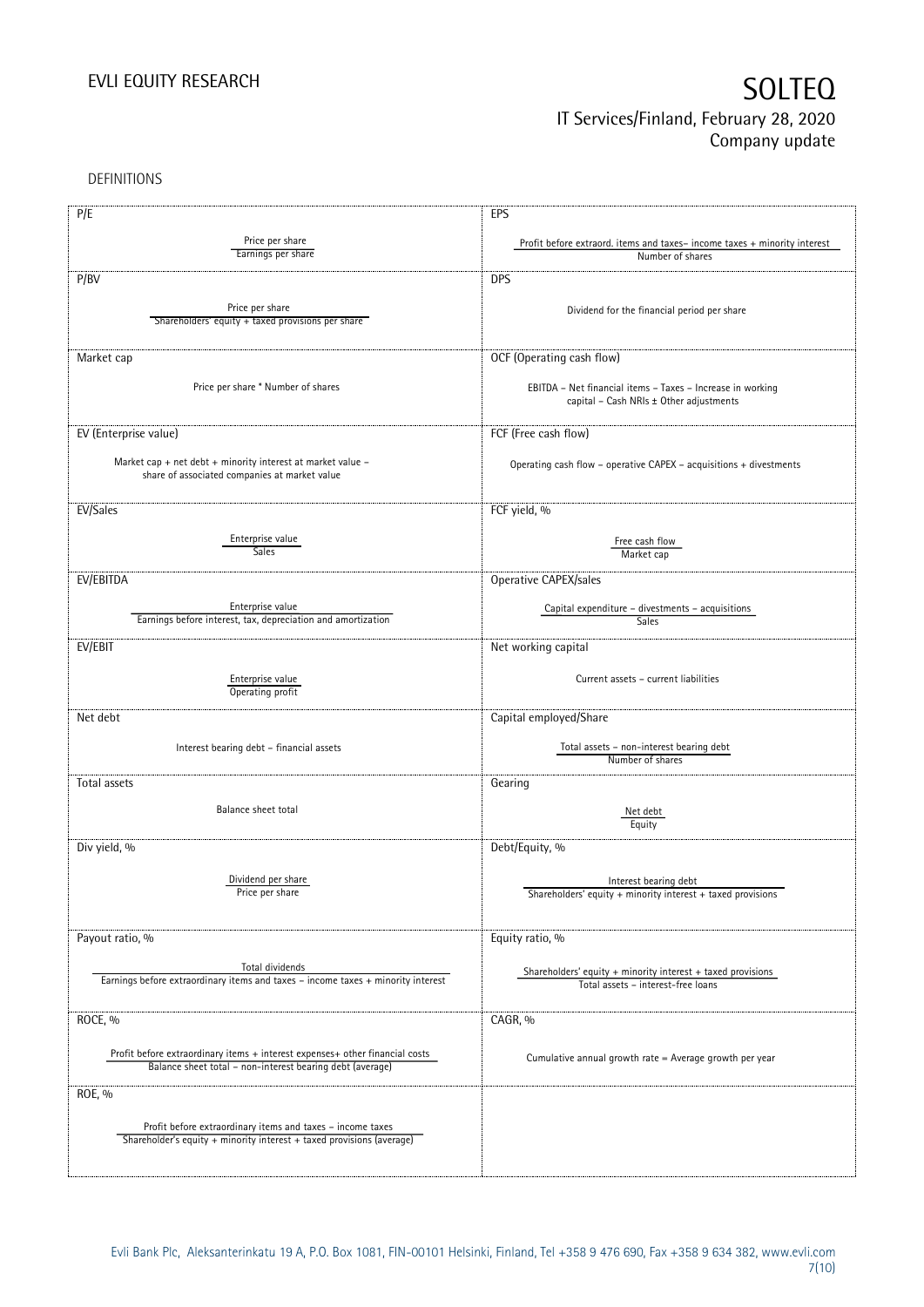DEFINITIONS

| P/E | EPS |
|---|---|
| Price per share / Earnings per share | Profit before extraord. items and taxes– income taxes + minority interest / Number of shares |
| **P/BV** | **DPS** |
| Price per share / Shareholders' equity + taxed provisions per share | Dividend for the financial period per share |
| **Market cap** | **OCF (Operating cash flow)** |
| Price per share * Number of shares | EBITDA – Net financial items – Taxes – Increase in working capital – Cash NRIs ± Other adjustments |
| **EV (Enterprise value)** | **FCF (Free cash flow)** |
| Market cap + net debt + minority interest at market value – share of associated companies at market value | Operating cash flow – operative CAPEX – acquisitions + divestments |
| **EV/Sales** | **FCF yield, %** |
| Enterprise value / Sales | Free cash flow / Market cap |
| **EV/EBITDA** | **Operative CAPEX/sales** |
| Enterprise value / Earnings before interest, tax, depreciation and amortization | Capital expenditure – divestments – acquisitions / Sales |
| **EV/EBIT** | **Net working capital** |
| Enterprise value / Operating profit | Current assets – current liabilities |
| **Net debt** | **Capital employed/Share** |
| Interest bearing debt – financial assets | Total assets – non-interest bearing debt / Number of shares |
| **Total assets** | **Gearing** |
| Balance sheet total | Net debt / Equity |
| **Div yield, %** | **Debt/Equity, %** |
| Dividend per share / Price per share | Interest bearing debt / Shareholders' equity + minority interest + taxed provisions |
| **Payout ratio, %** | **Equity ratio, %** |
| Total dividends / Earnings before extraordinary items and taxes – income taxes + minority interest | Shareholders' equity + minority interest + taxed provisions / Total assets – interest-free loans |
| **ROCE, %** | **CAGR, %** |
| Profit before extraordinary items + interest expenses+ other financial costs / Balance sheet total – non-interest bearing debt (average) | Cumulative annual growth rate = Average growth per year |
| **ROE, %** | |
| Profit before extraordinary items and taxes – income taxes / Shareholder's equity + minority interest + taxed provisions (average) | |

Evli Bank Plc, Aleksanterinkatu 19 A, P.O. Box 1081, FIN-00101 Helsinki, Finland, Tel +358 9 476 690, Fax +358 9 634 382, www.evli.com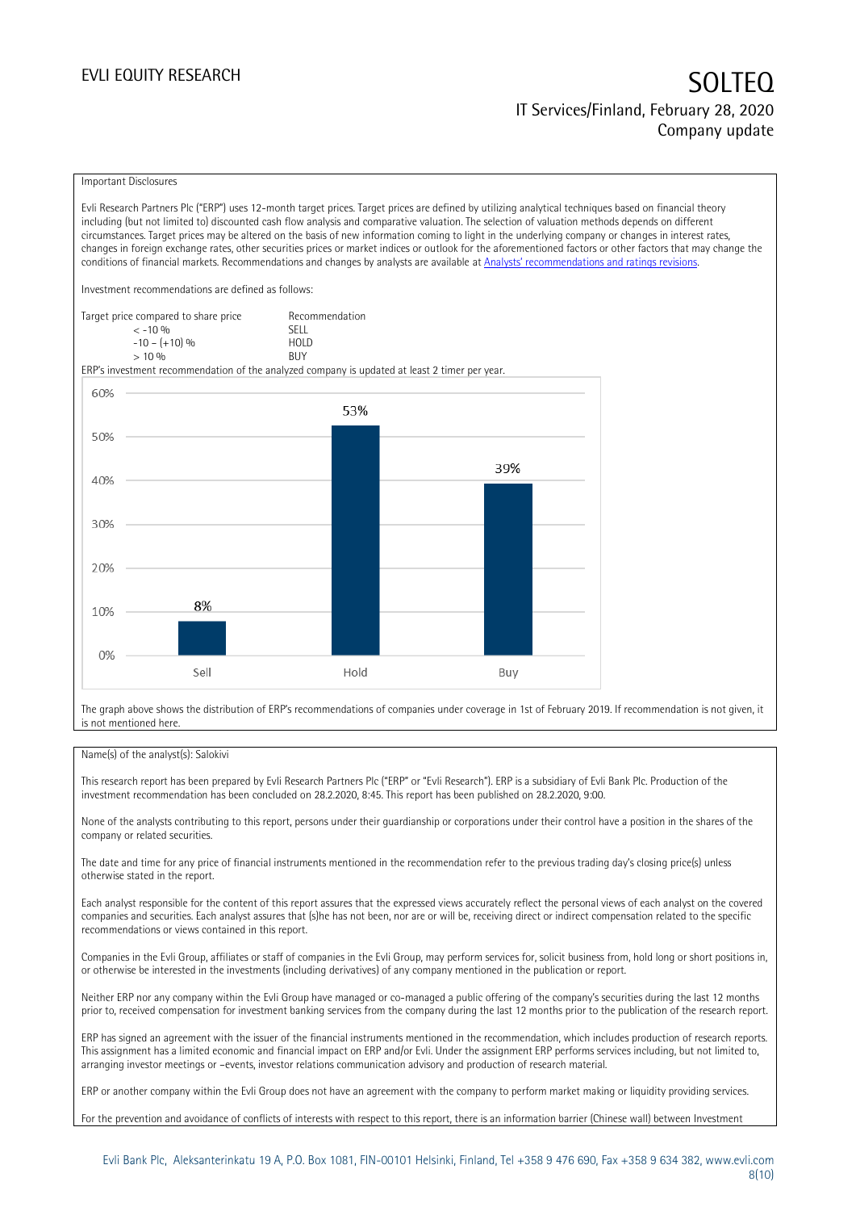Important Disclosures

Evli Research Partners Plc ("ERP") uses 12-month target prices. Target prices are defined by utilizing analytical techniques based on financial theory including (but not limited to) discounted cash flow analysis and comparative valuation. The selection of valuation methods depends on different circumstances. Target prices may be altered on the basis of new information coming to light in the underlying company or changes in interest rates, changes in foreign exchange rates, other securities prices or market indices or outlook for the aforementioned factors or other factors that may change the conditions of financial markets. Recommendations and changes by analysts are available at [Analysts' recommendations and ratings revisions](#).

Investment recommendations are defined as follows:

| Target price compared to share price | Recommendation |
|---|---|
| < -10 % | SELL |
| -10 – (+10) % | HOLD |
| > 10 % | BUY |

ERP's investment recommendation of the analyzed company is updated at least 2 timer per year.

| | Sell | Hold | Buy |
|---|---|---|---|
| Share | 8% | 53% | 39% |

The graph above shows the distribution of ERP's recommendations of companies under coverage in 1st of February 2019. If recommendation is not given, it is not mentioned here.

Name(s) of the analyst(s): Salokivi

This research report has been prepared by Evli Research Partners Plc ("ERP" or "Evli Research"). ERP is a subsidiary of Evli Bank Plc. Production of the investment recommendation has been concluded on 28.2.2020, 8:45. This report has been published on 28.2.2020, 9:00.

None of the analysts contributing to this report, persons under their guardianship or corporations under their control have a position in the shares of the company or related securities.

The date and time for any price of financial instruments mentioned in the recommendation refer to the previous trading day's closing price(s) unless otherwise stated in the report.

Each analyst responsible for the content of this report assures that the expressed views accurately reflect the personal views of each analyst on the covered companies and securities. Each analyst assures that (s)he has not been, nor are or will be, receiving direct or indirect compensation related to the specific recommendations or views contained in this report.

Companies in the Evli Group, affiliates or staff of companies in the Evli Group, may perform services for, solicit business from, hold long or short positions in, or otherwise be interested in the investments (including derivatives) of any company mentioned in the publication or report.

Neither ERP nor any company within the Evli Group have managed or co-managed a public offering of the company's securities during the last 12 months prior to, received compensation for investment banking services from the company during the last 12 months prior to the publication of the research report.

ERP has signed an agreement with the issuer of the financial instruments mentioned in the recommendation, which includes production of research reports. This assignment has a limited economic and financial impact on ERP and/or Evli. Under the assignment ERP performs services including, but not limited to, arranging investor meetings or –events, investor relations communication advisory and production of research material.

ERP or another company within the Evli Group does not have an agreement with the company to perform market making or liquidity providing services.

For the prevention and avoidance of conflicts of interests with respect to this report, there is an information barrier (Chinese wall) between Investment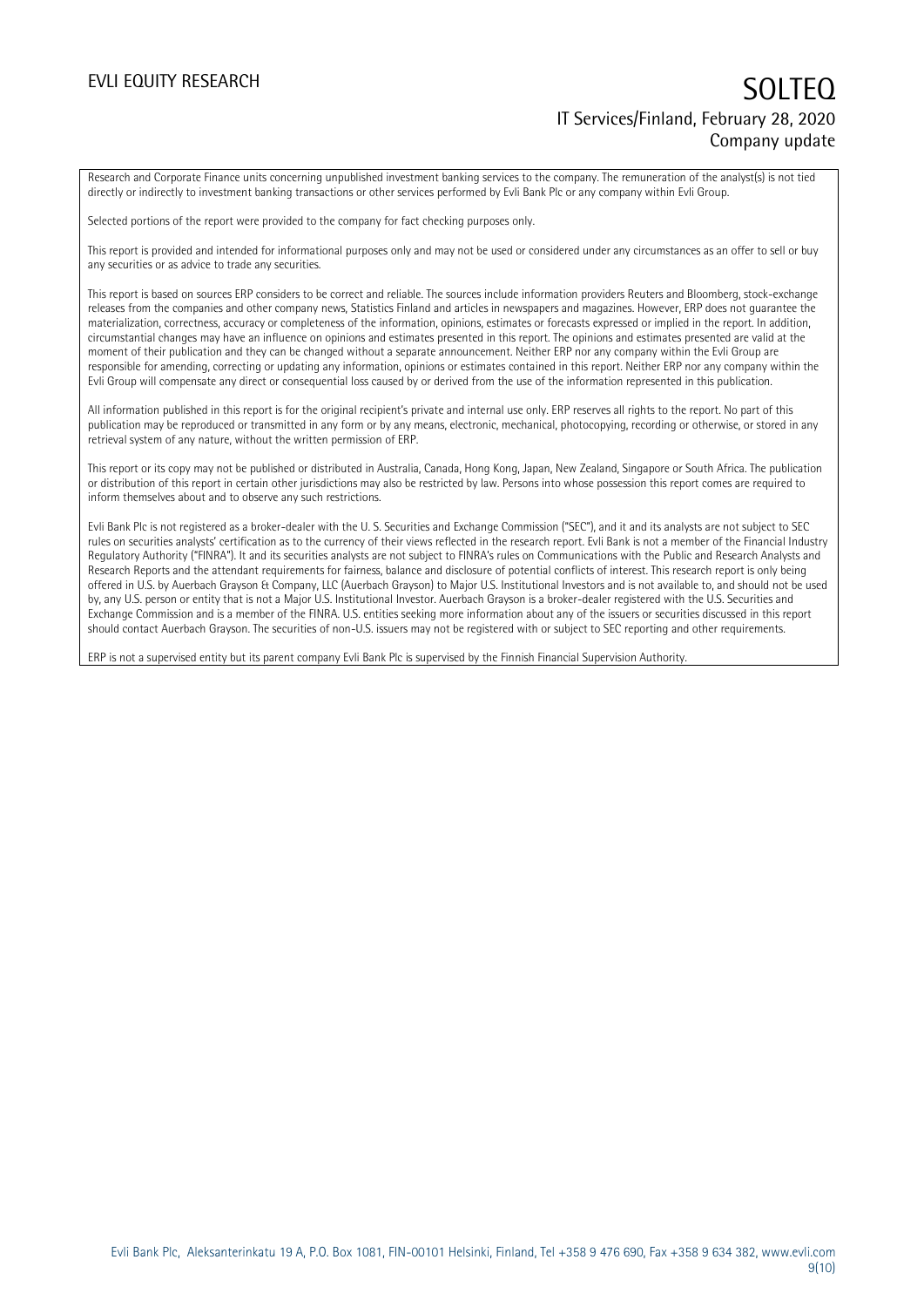Research and Corporate Finance units concerning unpublished investment banking services to the company. The remuneration of the analyst(s) is not tied directly or indirectly to investment banking transactions or other services performed by Evli Bank Plc or any company within Evli Group.

Selected portions of the report were provided to the company for fact checking purposes only.

This report is provided and intended for informational purposes only and may not be used or considered under any circumstances as an offer to sell or buy any securities or as advice to trade any securities.

This report is based on sources ERP considers to be correct and reliable. The sources include information providers Reuters and Bloomberg, stock-exchange releases from the companies and other company news, Statistics Finland and articles in newspapers and magazines. However, ERP does not guarantee the materialization, correctness, accuracy or completeness of the information, opinions, estimates or forecasts expressed or implied in the report. In addition, circumstantial changes may have an influence on opinions and estimates presented in this report. The opinions and estimates presented are valid at the moment of their publication and they can be changed without a separate announcement. Neither ERP nor any company within the Evli Group are responsible for amending, correcting or updating any information, opinions or estimates contained in this report. Neither ERP nor any company within the Evli Group will compensate any direct or consequential loss caused by or derived from the use of the information represented in this publication.

All information published in this report is for the original recipient's private and internal use only. ERP reserves all rights to the report. No part of this publication may be reproduced or transmitted in any form or by any means, electronic, mechanical, photocopying, recording or otherwise, or stored in any retrieval system of any nature, without the written permission of ERP.

This report or its copy may not be published or distributed in Australia, Canada, Hong Kong, Japan, New Zealand, Singapore or South Africa. The publication or distribution of this report in certain other jurisdictions may also be restricted by law. Persons into whose possession this report comes are required to inform themselves about and to observe any such restrictions.

Evli Bank Plc is not registered as a broker-dealer with the U. S. Securities and Exchange Commission ("SEC"), and it and its analysts are not subject to SEC rules on securities analysts' certification as to the currency of their views reflected in the research report. Evli Bank is not a member of the Financial Industry Regulatory Authority ("FINRA"). It and its securities analysts are not subject to FINRA's rules on Communications with the Public and Research Analysts and Research Reports and the attendant requirements for fairness, balance and disclosure of potential conflicts of interest. This research report is only being offered in U.S. by Auerbach Grayson & Company, LLC (Auerbach Grayson) to Major U.S. Institutional Investors and is not available to, and should not be used by, any U.S. person or entity that is not a Major U.S. Institutional Investor. Auerbach Grayson is a broker-dealer registered with the U.S. Securities and Exchange Commission and is a member of the FINRA. U.S. entities seeking more information about any of the issuers or securities discussed in this report should contact Auerbach Grayson. The securities of non-U.S. issuers may not be registered with or subject to SEC reporting and other requirements.

ERP is not a supervised entity but its parent company Evli Bank Plc is supervised by the Finnish Financial Supervision Authority.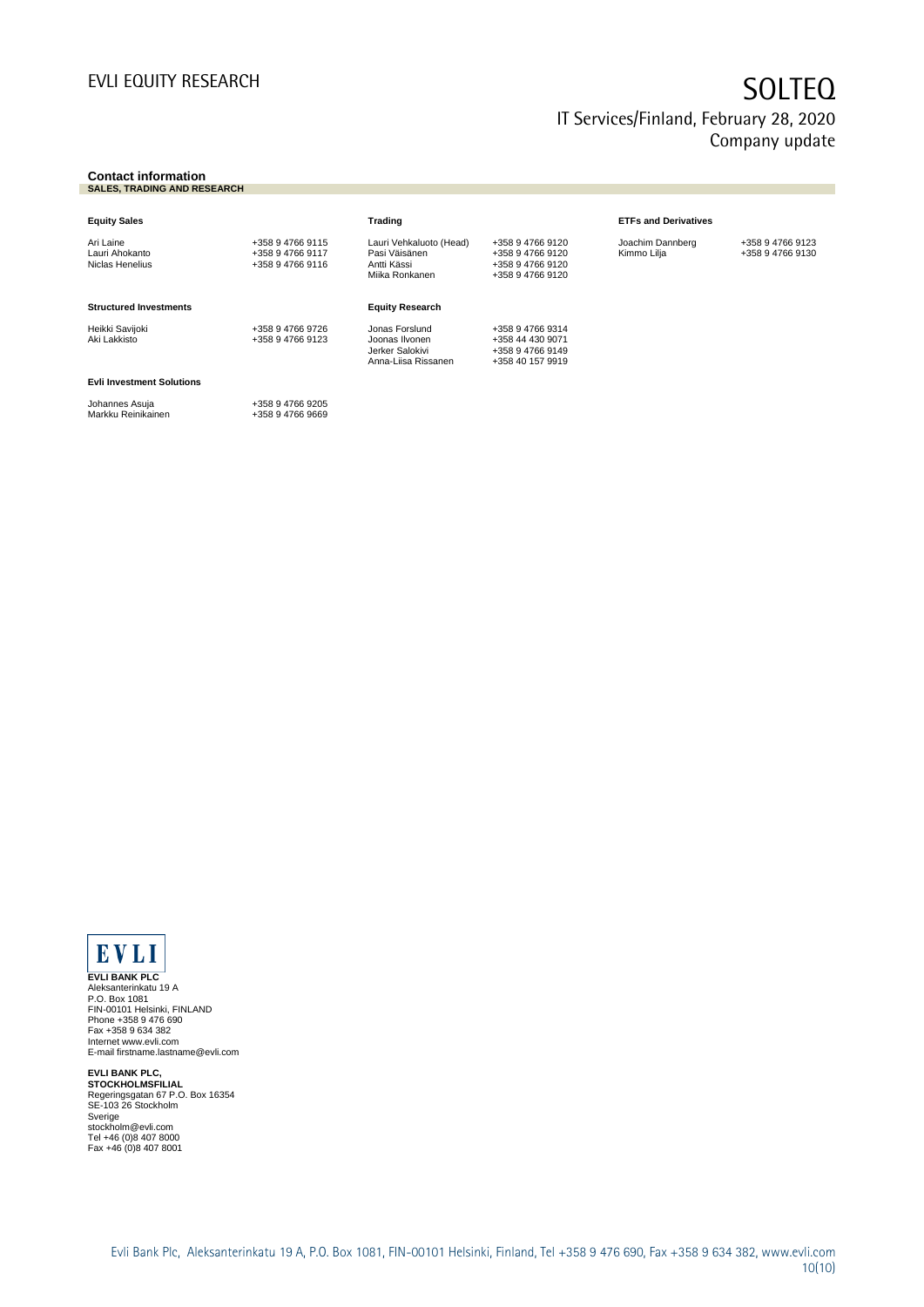## Contact information

**SALES, TRADING AND RESEARCH**

**Equity Sales**

| | |
|---|---|
| Ari Laine | +358 9 4766 9115 |
| Lauri Ahokanto | +358 9 4766 9117 |
| Niclas Henelius | +358 9 4766 9116 |

**Trading**

| | |
|---|---|
| Lauri Vehkaluoto (Head) | +358 9 4766 9120 |
| Pasi Väisänen | +358 9 4766 9120 |
| Antti Kässi | +358 9 4766 9120 |
| Miika Ronkanen | +358 9 4766 9120 |

**ETFs and Derivatives**

| | |
|---|---|
| Joachim Dannberg | +358 9 4766 9123 |
| Kimmo Lilja | +358 9 4766 9130 |

**Structured Investments**

| | |
|---|---|
| Heikki Savijoki | +358 9 4766 9726 |
| Aki Lakkisto | +358 9 4766 9123 |

**Equity Research**

| | |
|---|---|
| Jonas Forslund | +358 9 4766 9314 |
| Joonas Ilvonen | +358 44 430 9071 |
| Jerker Salokivi | +358 9 4766 9149 |
| Anna-Liisa Rissanen | +358 40 157 9919 |

**Evli Investment Solutions**

| | |
|---|---|
| Johannes Asuja | +358 9 4766 9205 |
| Markku Reinikainen | +358 9 4766 9669 |

**EVLI BANK PLC**
Aleksanterinkatu 19 A
P.O. Box 1081
FIN-00101 Helsinki, FINLAND
Phone +358 9 476 690
Fax +358 9 634 382
Internet www.evli.com
E-mail firstname.lastname@evli.com

**EVLI BANK PLC, STOCKHOLMSFILIAL**
Regeringsgatan 67 P.O. Box 16354
SE-103 26 Stockholm
Sverige
stockholm@evli.com
Tel +46 (0)8 407 8000
Fax +46 (0)8 407 8001